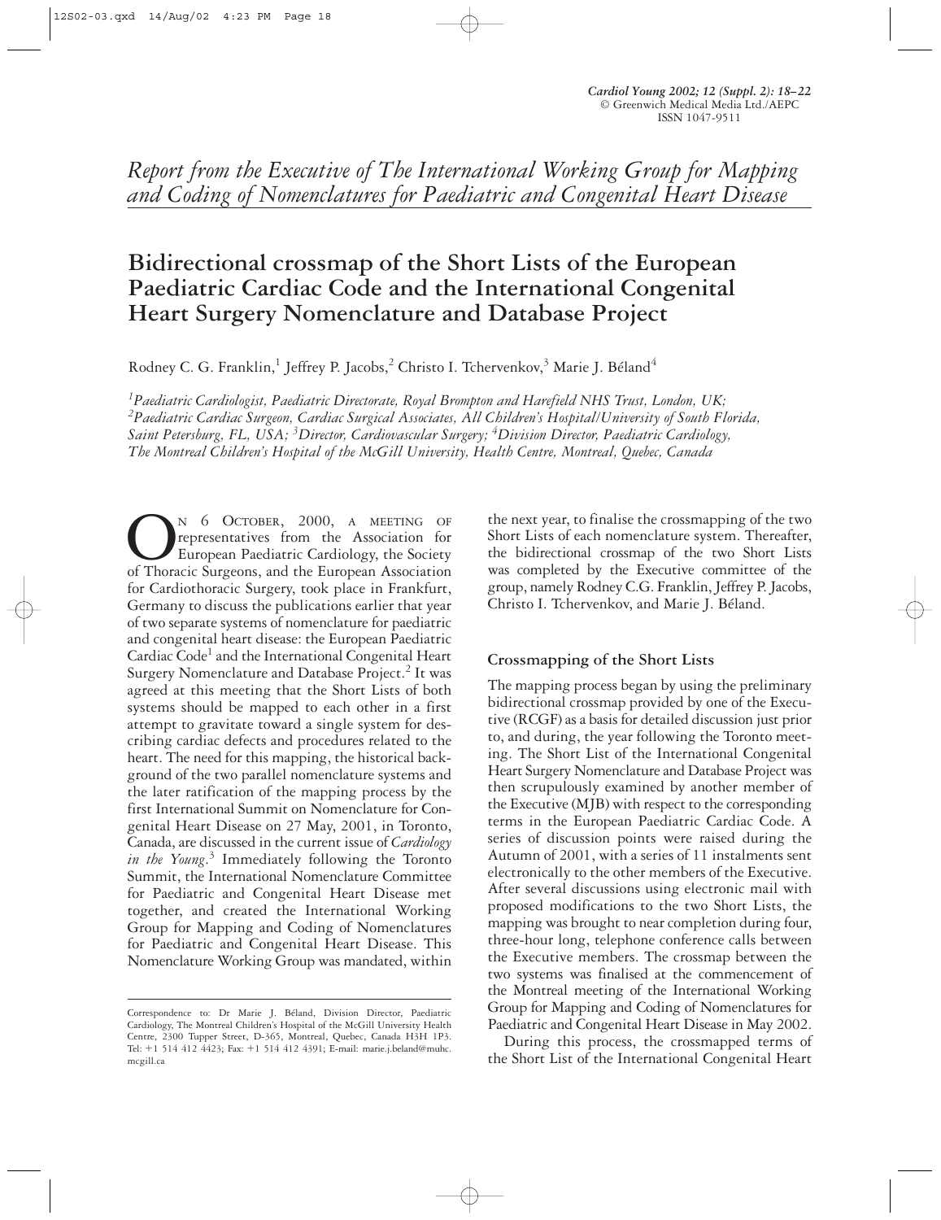*Report from the Executive of The International Working Group for Mapping and Coding of Nomenclatures for Paediatric and Congenital Heart Disease*

# Bidirectional crossmap of the Short Lists of the European Paediatric Cardiac Code and the International Congenital Heart Surgery Nomenclature and Database Project

Rodney C. G. Franklin,[1] Jeffrey P. Jacobs,[2] Christo I. Tchervenkov,[3] Marie J. Béland[4]

[1]*Paediatric Cardiologist, Paediatric Directorate, Royal Brompton and Harefield NHS Trust, London, UK;* [2]*Paediatric Cardiac Surgeon, Cardiac Surgical Associates, All Children's Hospital/University of South Florida, Saint Petersburg, FL, USA;* [3]*Director, Cardiovascular Surgery;* [4]*Division Director, Paediatric Cardiology, The Montreal Children's Hospital of the McGill University, Health Centre, Montreal, Quebec, Canada*

On 6 October, 2000, a meeting of representatives from the Association for European Paediatric Cardiology, the Society of Thoracic Surgeons, and the European Association for Cardiothoracic Surgery, took place in Frankfurt, Germany to discuss the publications earlier that year of two separate systems of nomenclature for paediatric and congenital heart disease: the European Paediatric Cardiac Code[1] and the International Congenital Heart Surgery Nomenclature and Database Project.[2] It was agreed at this meeting that the Short Lists of both systems should be mapped to each other in a first attempt to gravitate toward a single system for describing cardiac defects and procedures related to the heart. The need for this mapping, the historical background of the two parallel nomenclature systems and the later ratification of the mapping process by the first International Summit on Nomenclature for Congenital Heart Disease on 27 May, 2001, in Toronto, Canada, are discussed in the current issue of *Cardiology in the Young*.[3] Immediately following the Toronto Summit, the International Nomenclature Committee for Paediatric and Congenital Heart Disease met together, and created the International Working Group for Mapping and Coding of Nomenclatures for Paediatric and Congenital Heart Disease. This Nomenclature Working Group was mandated, within the next year, to finalise the crossmapping of the two Short Lists of each nomenclature system. Thereafter, the bidirectional crossmap of the two Short Lists was completed by the Executive committee of the group, namely Rodney C.G. Franklin, Jeffrey P. Jacobs, Christo I. Tchervenkov, and Marie J. Béland.

## Crossmapping of the Short Lists

The mapping process began by using the preliminary bidirectional crossmap provided by one of the Executive (RCGF) as a basis for detailed discussion just prior to, and during, the year following the Toronto meeting. The Short List of the International Congenital Heart Surgery Nomenclature and Database Project was then scrupulously examined by another member of the Executive (MJB) with respect to the corresponding terms in the European Paediatric Cardiac Code. A series of discussion points were raised during the Autumn of 2001, with a series of 11 instalments sent electronically to the other members of the Executive. After several discussions using electronic mail with proposed modifications to the two Short Lists, the mapping was brought to near completion during four, three-hour long, telephone conference calls between the Executive members. The crossmap between the two systems was finalised at the commencement of the Montreal meeting of the International Working Group for Mapping and Coding of Nomenclatures for Paediatric and Congenital Heart Disease in May 2002.

During this process, the crossmapped terms of the Short List of the International Congenital Heart

---

Correspondence to: Dr Marie J. Béland, Division Director, Paediatric Cardiology, The Montreal Children's Hospital of the McGill University Health Centre, 2300 Tupper Street, D-365, Montreal, Quebec, Canada H3H 1P3. Tel: +1 514 412 4423; Fax: +1 514 412 4391; E-mail: marie.j.beland@muhc.mcgill.ca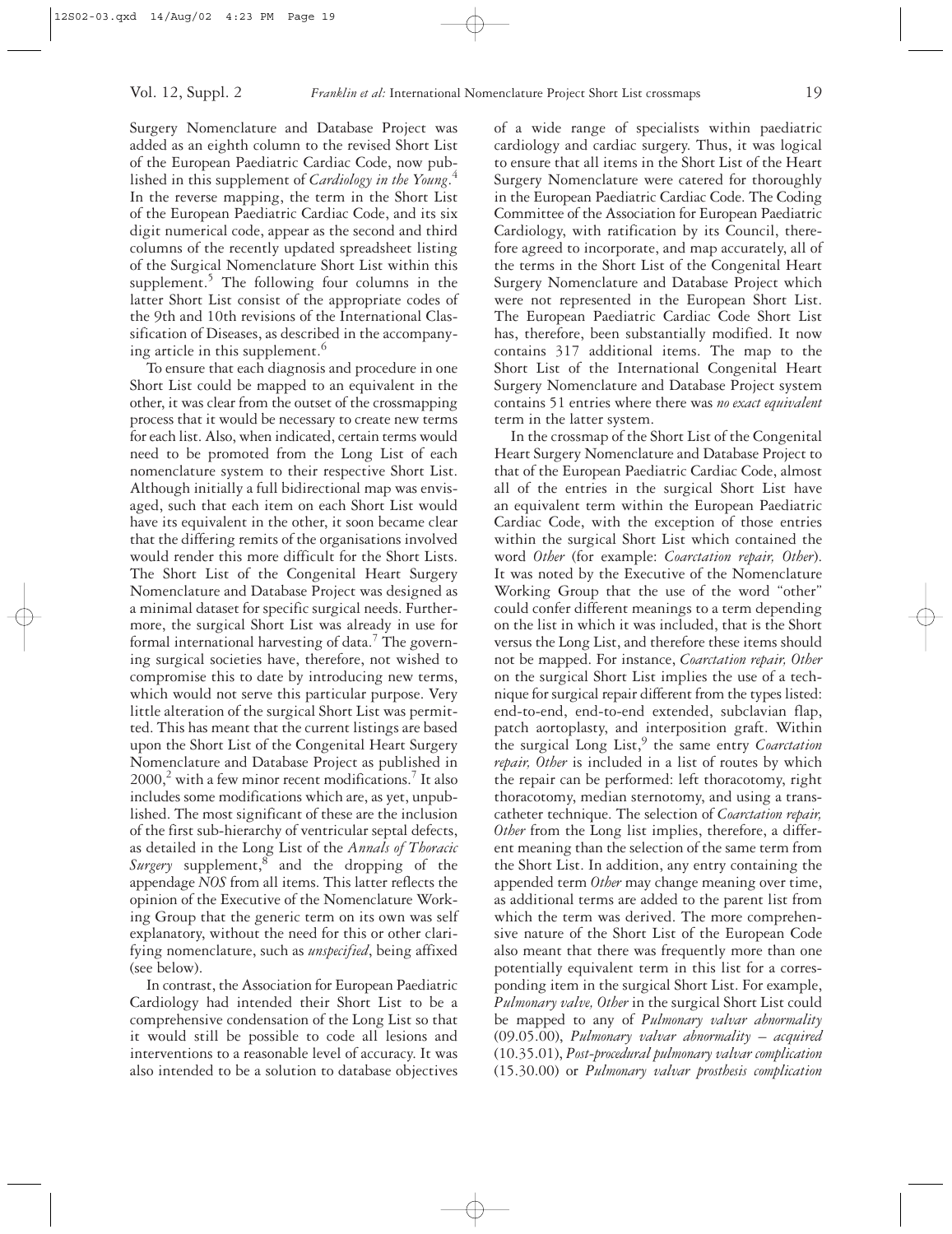Surgery Nomenclature and Database Project was added as an eighth column to the revised Short List of the European Paediatric Cardiac Code, now published in this supplement of *Cardiology in the Young*.[4] In the reverse mapping, the term in the Short List of the European Paediatric Cardiac Code, and its six digit numerical code, appear as the second and third columns of the recently updated spreadsheet listing of the Surgical Nomenclature Short List within this supplement.[5] The following four columns in the latter Short List consist of the appropriate codes of the 9th and 10th revisions of the International Classification of Diseases, as described in the accompanying article in this supplement.[6]

To ensure that each diagnosis and procedure in one Short List could be mapped to an equivalent in the other, it was clear from the outset of the crossmapping process that it would be necessary to create new terms for each list. Also, when indicated, certain terms would need to be promoted from the Long List of each nomenclature system to their respective Short List. Although initially a full bidirectional map was envisaged, such that each item on each Short List would have its equivalent in the other, it soon became clear that the differing remits of the organisations involved would render this more difficult for the Short Lists. The Short List of the Congenital Heart Surgery Nomenclature and Database Project was designed as a minimal dataset for specific surgical needs. Furthermore, the surgical Short List was already in use for formal international harvesting of data.[7] The governing surgical societies have, therefore, not wished to compromise this to date by introducing new terms, which would not serve this particular purpose. Very little alteration of the surgical Short List was permitted. This has meant that the current listings are based upon the Short List of the Congenital Heart Surgery Nomenclature and Database Project as published in 2000,[2] with a few minor recent modifications.[7] It also includes some modifications which are, as yet, unpublished. The most significant of these are the inclusion of the first sub-hierarchy of ventricular septal defects, as detailed in the Long List of the *Annals of Thoracic Surgery* supplement,[8] and the dropping of the appendage *NOS* from all items. This latter reflects the opinion of the Executive of the Nomenclature Working Group that the generic term on its own was self explanatory, without the need for this or other clarifying nomenclature, such as *unspecified*, being affixed (see below).

In contrast, the Association for European Paediatric Cardiology had intended their Short List to be a comprehensive condensation of the Long List so that it would still be possible to code all lesions and interventions to a reasonable level of accuracy. It was also intended to be a solution to database objectives of a wide range of specialists within paediatric cardiology and cardiac surgery. Thus, it was logical to ensure that all items in the Short List of the Heart Surgery Nomenclature were catered for thoroughly in the European Paediatric Cardiac Code. The Coding Committee of the Association for European Paediatric Cardiology, with ratification by its Council, therefore agreed to incorporate, and map accurately, all of the terms in the Short List of the Congenital Heart Surgery Nomenclature and Database Project which were not represented in the European Short List. The European Paediatric Cardiac Code Short List has, therefore, been substantially modified. It now contains 317 additional items. The map to the Short List of the International Congenital Heart Surgery Nomenclature and Database Project system contains 51 entries where there was *no exact equivalent* term in the latter system.

In the crossmap of the Short List of the Congenital Heart Surgery Nomenclature and Database Project to that of the European Paediatric Cardiac Code, almost all of the entries in the surgical Short List have an equivalent term within the European Paediatric Cardiac Code, with the exception of those entries within the surgical Short List which contained the word *Other* (for example: *Coarctation repair, Other*). It was noted by the Executive of the Nomenclature Working Group that the use of the word "other" could confer different meanings to a term depending on the list in which it was included, that is the Short versus the Long List, and therefore these items should not be mapped. For instance, *Coarctation repair, Other* on the surgical Short List implies the use of a technique for surgical repair different from the types listed: end-to-end, end-to-end extended, subclavian flap, patch aortoplasty, and interposition graft. Within the surgical Long List,[9] the same entry *Coarctation repair, Other* is included in a list of routes by which the repair can be performed: left thoracotomy, right thoracotomy, median sternotomy, and using a transcatheter technique. The selection of *Coarctation repair, Other* from the Long list implies, therefore, a different meaning than the selection of the same term from the Short List. In addition, any entry containing the appended term *Other* may change meaning over time, as additional terms are added to the parent list from which the term was derived. The more comprehensive nature of the Short List of the European Code also meant that there was frequently more than one potentially equivalent term in this list for a corresponding item in the surgical Short List. For example, *Pulmonary valve, Other* in the surgical Short List could be mapped to any of *Pulmonary valvar abnormality* (09.05.00), *Pulmonary valvar abnormality – acquired* (10.35.01), *Post-procedural pulmonary valvar complication* (15.30.00) or *Pulmonary valvar prosthesis complication*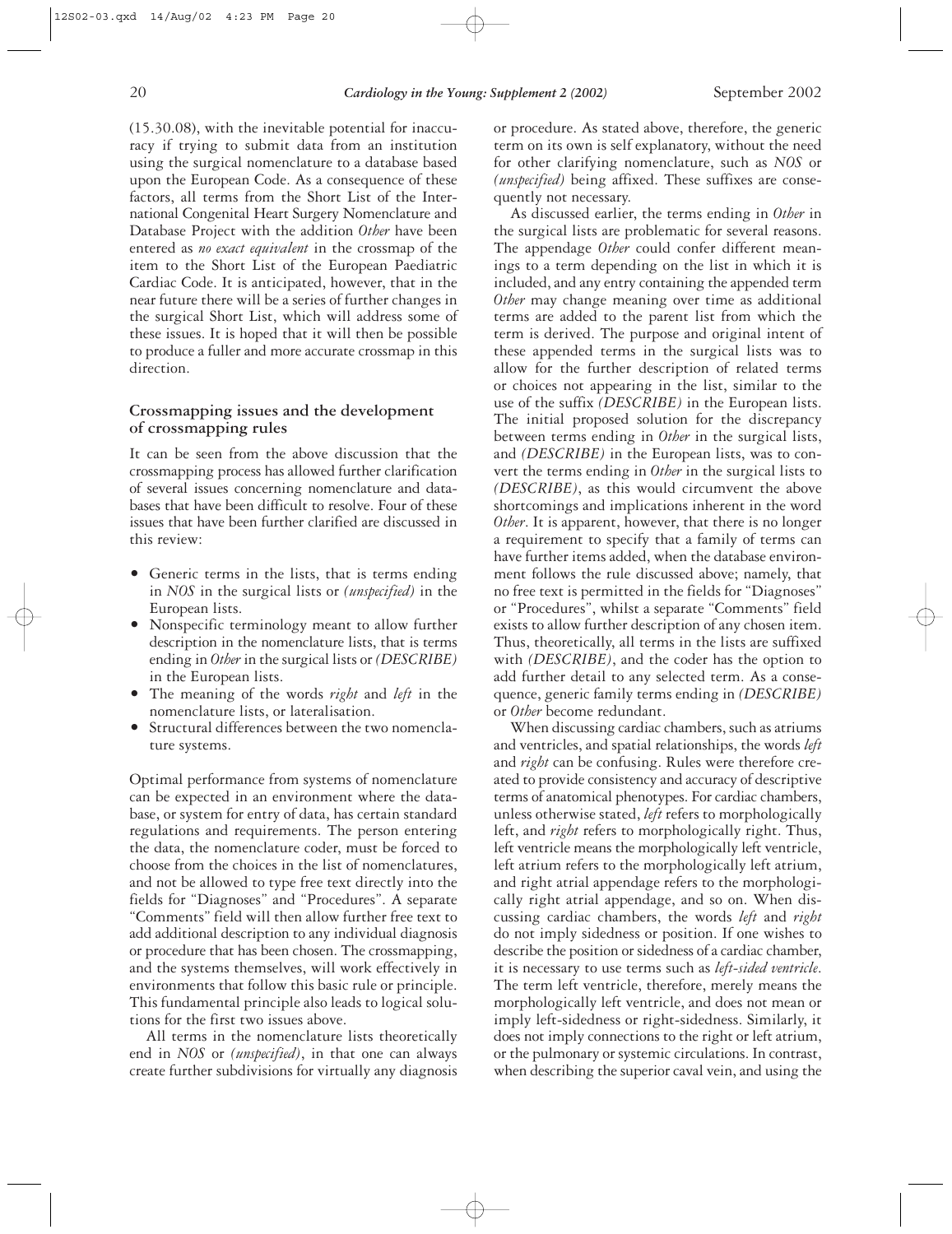(15.30.08), with the inevitable potential for inaccuracy if trying to submit data from an institution using the surgical nomenclature to a database based upon the European Code. As a consequence of these factors, all terms from the Short List of the International Congenital Heart Surgery Nomenclature and Database Project with the addition *Other* have been entered as *no exact equivalent* in the crossmap of the item to the Short List of the European Paediatric Cardiac Code. It is anticipated, however, that in the near future there will be a series of further changes in the surgical Short List, which will address some of these issues. It is hoped that it will then be possible to produce a fuller and more accurate crossmap in this direction.

## Crossmapping issues and the development of crossmapping rules

It can be seen from the above discussion that the crossmapping process has allowed further clarification of several issues concerning nomenclature and databases that have been difficult to resolve. Four of these issues that have been further clarified are discussed in this review:

- Generic terms in the lists, that is terms ending in *NOS* in the surgical lists or *(unspecified)* in the European lists.
- Nonspecific terminology meant to allow further description in the nomenclature lists, that is terms ending in *Other* in the surgical lists or *(DESCRIBE)* in the European lists.
- The meaning of the words *right* and *left* in the nomenclature lists, or lateralisation.
- Structural differences between the two nomenclature systems.

Optimal performance from systems of nomenclature can be expected in an environment where the database, or system for entry of data, has certain standard regulations and requirements. The person entering the data, the nomenclature coder, must be forced to choose from the choices in the list of nomenclatures, and not be allowed to type free text directly into the fields for "Diagnoses" and "Procedures". A separate "Comments" field will then allow further free text to add additional description to any individual diagnosis or procedure that has been chosen. The crossmapping, and the systems themselves, will work effectively in environments that follow this basic rule or principle. This fundamental principle also leads to logical solutions for the first two issues above.

All terms in the nomenclature lists theoretically end in *NOS* or *(unspecified)*, in that one can always create further subdivisions for virtually any diagnosis or procedure. As stated above, therefore, the generic term on its own is self explanatory, without the need for other clarifying nomenclature, such as *NOS* or *(unspecified)* being affixed. These suffixes are consequently not necessary.

As discussed earlier, the terms ending in *Other* in the surgical lists are problematic for several reasons. The appendage *Other* could confer different meanings to a term depending on the list in which it is included, and any entry containing the appended term *Other* may change meaning over time as additional terms are added to the parent list from which the term is derived. The purpose and original intent of these appended terms in the surgical lists was to allow for the further description of related terms or choices not appearing in the list, similar to the use of the suffix *(DESCRIBE)* in the European lists. The initial proposed solution for the discrepancy between terms ending in *Other* in the surgical lists, and *(DESCRIBE)* in the European lists, was to convert the terms ending in *Other* in the surgical lists to *(DESCRIBE)*, as this would circumvent the above shortcomings and implications inherent in the word *Other*. It is apparent, however, that there is no longer a requirement to specify that a family of terms can have further items added, when the database environment follows the rule discussed above; namely, that no free text is permitted in the fields for "Diagnoses" or "Procedures", whilst a separate "Comments" field exists to allow further description of any chosen item. Thus, theoretically, all terms in the lists are suffixed with *(DESCRIBE)*, and the coder has the option to add further detail to any selected term. As a consequence, generic family terms ending in *(DESCRIBE)* or *Other* become redundant.

When discussing cardiac chambers, such as atriums and ventricles, and spatial relationships, the words *left* and *right* can be confusing. Rules were therefore created to provide consistency and accuracy of descriptive terms of anatomical phenotypes. For cardiac chambers, unless otherwise stated, *left* refers to morphologically left, and *right* refers to morphologically right. Thus, left ventricle means the morphologically left ventricle, left atrium refers to the morphologically left atrium, and right atrial appendage refers to the morphologically right atrial appendage, and so on. When discussing cardiac chambers, the words *left* and *right* do not imply sidedness or position. If one wishes to describe the position or sidedness of a cardiac chamber, it is necessary to use terms such as *left-sided ventricle*. The term left ventricle, therefore, merely means the morphologically left ventricle, and does not mean or imply left-sidedness or right-sidedness. Similarly, it does not imply connections to the right or left atrium, or the pulmonary or systemic circulations. In contrast, when describing the superior caval vein, and using the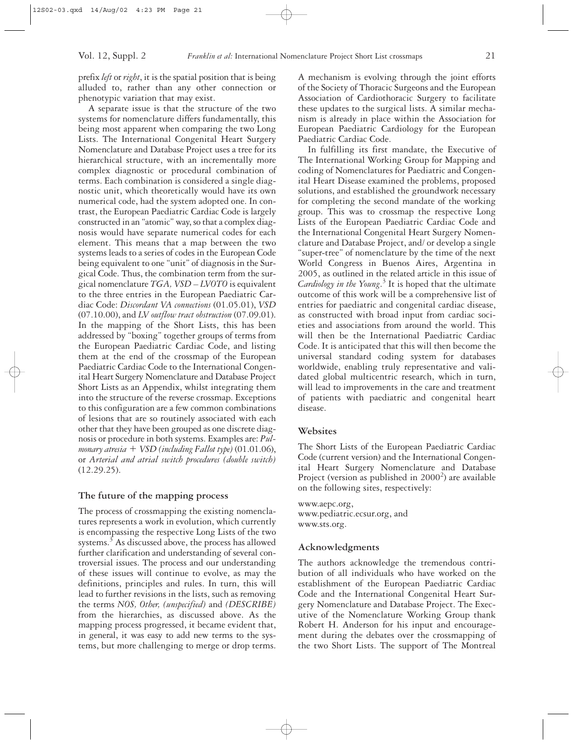prefix *left* or *right*, it is the spatial position that is being alluded to, rather than any other connection or phenotypic variation that may exist.

A separate issue is that the structure of the two systems for nomenclature differs fundamentally, this being most apparent when comparing the two Long Lists. The International Congenital Heart Surgery Nomenclature and Database Project uses a tree for its hierarchical structure, with an incrementally more complex diagnostic or procedural combination of terms. Each combination is considered a single diagnostic unit, which theoretically would have its own numerical code, had the system adopted one. In contrast, the European Paediatric Cardiac Code is largely constructed in an "atomic" way, so that a complex diagnosis would have separate numerical codes for each element. This means that a map between the two systems leads to a series of codes in the European Code being equivalent to one "unit" of diagnosis in the Surgical Code. Thus, the combination term from the surgical nomenclature *TGA, VSD – LVOTO* is equivalent to the three entries in the European Paediatric Cardiac Code: *Discordant VA connections* (01.05.01), *VSD* (07.10.00), and *LV outflow tract obstruction* (07.09.01). In the mapping of the Short Lists, this has been addressed by "boxing" together groups of terms from the European Paediatric Cardiac Code, and listing them at the end of the crossmap of the European Paediatric Cardiac Code to the International Congenital Heart Surgery Nomenclature and Database Project Short Lists as an Appendix, whilst integrating them into the structure of the reverse crossmap. Exceptions to this configuration are a few common combinations of lesions that are so routinely associated with each other that they have been grouped as one discrete diagnosis or procedure in both systems. Examples are: *Pulmonary atresia + VSD (including Fallot type)* (01.01.06), or *Arterial and atrial switch procedures (double switch)* (12.29.25).

## The future of the mapping process

The process of crossmapping the existing nomenclatures represents a work in evolution, which currently is encompassing the respective Long Lists of the two systems.[3] As discussed above, the process has allowed further clarification and understanding of several controversial issues. The process and our understanding of these issues will continue to evolve, as may the definitions, principles and rules. In turn, this will lead to further revisions in the lists, such as removing the terms *NOS, Other, (unspecified)* and *(DESCRIBE)* from the hierarchies, as discussed above. As the mapping process progressed, it became evident that, in general, it was easy to add new terms to the systems, but more challenging to merge or drop terms. A mechanism is evolving through the joint efforts of the Society of Thoracic Surgeons and the European Association of Cardiothoracic Surgery to facilitate these updates to the surgical lists. A similar mechanism is already in place within the Association for European Paediatric Cardiology for the European Paediatric Cardiac Code.

In fulfilling its first mandate, the Executive of The International Working Group for Mapping and coding of Nomenclatures for Paediatric and Congenital Heart Disease examined the problems, proposed solutions, and established the groundwork necessary for completing the second mandate of the working group. This was to crossmap the respective Long Lists of the European Paediatric Cardiac Code and the International Congenital Heart Surgery Nomenclature and Database Project, and/ or develop a single "super-tree" of nomenclature by the time of the next World Congress in Buenos Aires, Argentina in 2005, as outlined in the related article in this issue of *Cardiology in the Young*.[3] It is hoped that the ultimate outcome of this work will be a comprehensive list of entries for paediatric and congenital cardiac disease, as constructed with broad input from cardiac societies and associations from around the world. This will then be the International Paediatric Cardiac Code. It is anticipated that this will then become the universal standard coding system for databases worldwide, enabling truly representative and validated global multicentric research, which in turn, will lead to improvements in the care and treatment of patients with paediatric and congenital heart disease.

## Websites

The Short Lists of the European Paediatric Cardiac Code (current version) and the International Congenital Heart Surgery Nomenclature and Database Project (version as published in 2000[2]) are available on the following sites, respectively:

www.aepc.org,
www.pediatric.ecsur.org, and
www.sts.org.

## Acknowledgments

The authors acknowledge the tremendous contribution of all individuals who have worked on the establishment of the European Paediatric Cardiac Code and the International Congenital Heart Surgery Nomenclature and Database Project. The Executive of the Nomenclature Working Group thank Robert H. Anderson for his input and encouragement during the debates over the crossmapping of the two Short Lists. The support of The Montreal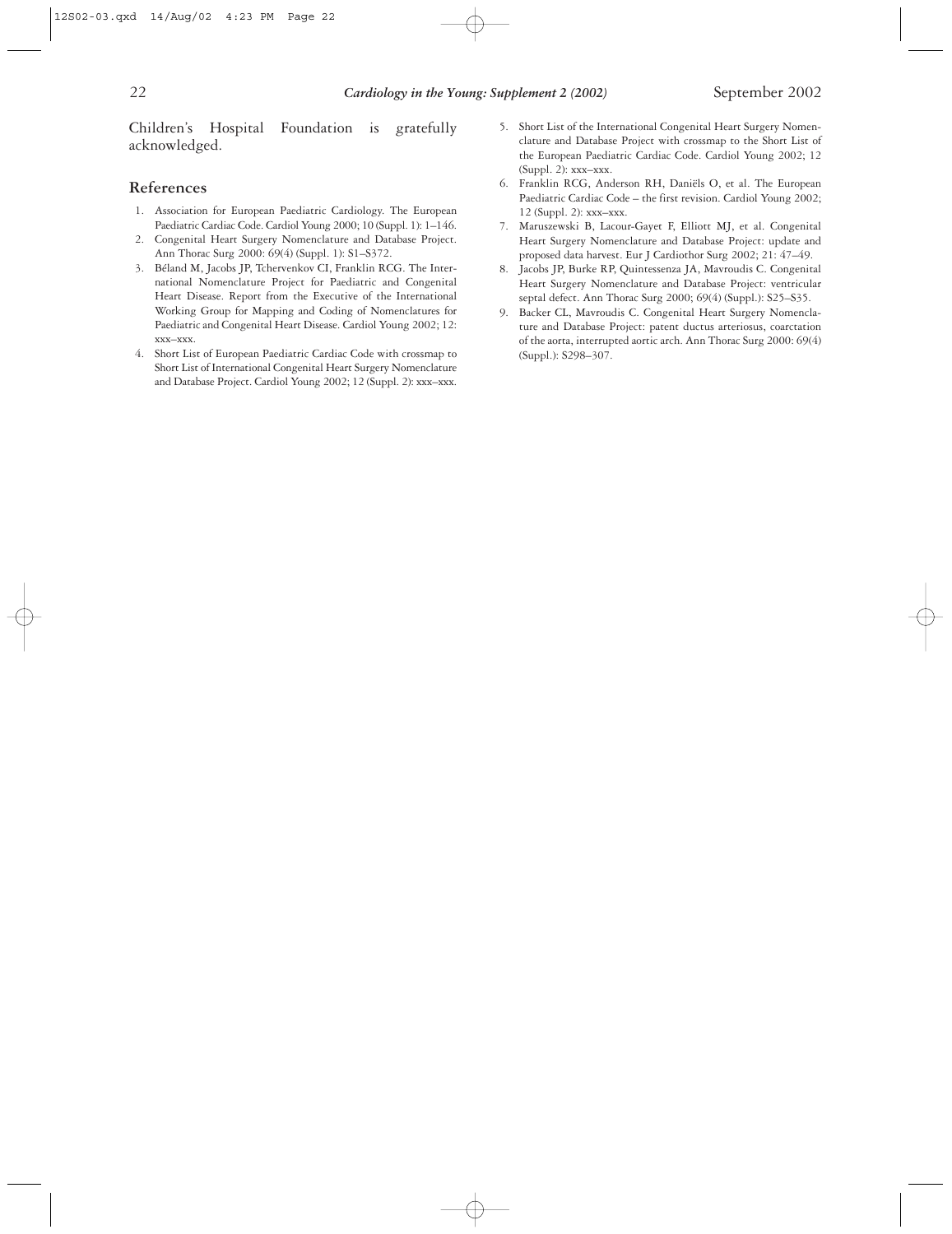Children's Hospital Foundation is gratefully acknowledged.

## References

1. Association for European Paediatric Cardiology. The European Paediatric Cardiac Code. Cardiol Young 2000; 10 (Suppl. 1): 1–146.
2. Congenital Heart Surgery Nomenclature and Database Project. Ann Thorac Surg 2000: 69(4) (Suppl. 1): S1–S372.
3. Béland M, Jacobs JP, Tchervenkov CI, Franklin RCG. The International Nomenclature Project for Paediatric and Congenital Heart Disease. Report from the Executive of the International Working Group for Mapping and Coding of Nomenclatures for Paediatric and Congenital Heart Disease. Cardiol Young 2002; 12: xxx–xxx.
4. Short List of European Paediatric Cardiac Code with crossmap to Short List of International Congenital Heart Surgery Nomenclature and Database Project. Cardiol Young 2002; 12 (Suppl. 2): xxx–xxx.
5. Short List of the International Congenital Heart Surgery Nomenclature and Database Project with crossmap to the Short List of the European Paediatric Cardiac Code. Cardiol Young 2002; 12 (Suppl. 2): xxx–xxx.
6. Franklin RCG, Anderson RH, Daniëls O, et al. The European Paediatric Cardiac Code – the first revision. Cardiol Young 2002; 12 (Suppl. 2): xxx–xxx.
7. Maruszewski B, Lacour-Gayet F, Elliott MJ, et al. Congenital Heart Surgery Nomenclature and Database Project: update and proposed data harvest. Eur J Cardiothor Surg 2002; 21: 47–49.
8. Jacobs JP, Burke RP, Quintessenza JA, Mavroudis C. Congenital Heart Surgery Nomenclature and Database Project: ventricular septal defect. Ann Thorac Surg 2000; 69(4) (Suppl.): S25–S35.
9. Backer CL, Mavroudis C. Congenital Heart Surgery Nomenclature and Database Project: patent ductus arteriosus, coarctation of the aorta, interrupted aortic arch. Ann Thorac Surg 2000: 69(4) (Suppl.): S298–307.